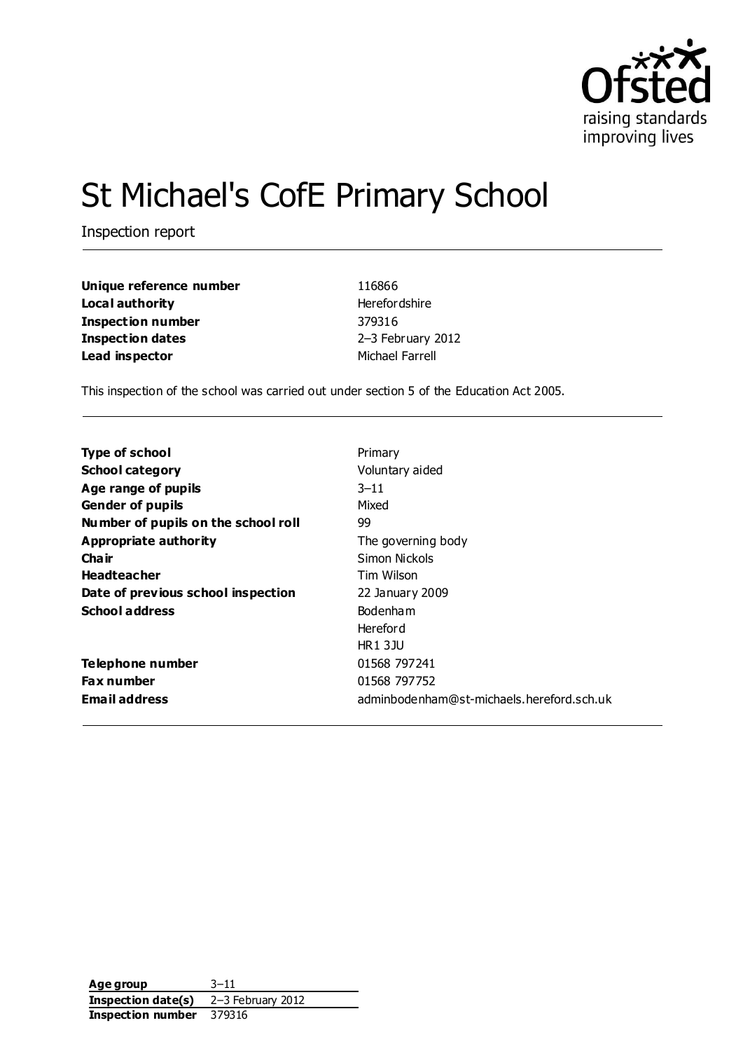# St Michael's CofE Primary School

Inspection report

| | |
|---|---|
| **Unique reference number** | 116866 |
| **Local authority** | Herefordshire |
| **Inspection number** | 379316 |
| **Inspection dates** | 2–3 February 2012 |
| **Lead inspector** | Michael Farrell |

This inspection of the school was carried out under section 5 of the Education Act 2005.

| | |
|---|---|
| **Type of school** | Primary |
| **School category** | Voluntary aided |
| **Age range of pupils** | 3–11 |
| **Gender of pupils** | Mixed |
| **Number of pupils on the school roll** | 99 |
| **Appropriate authority** | The governing body |
| **Chair** | Simon Nickols |
| **Headteacher** | Tim Wilson |
| **Date of previous school inspection** | 22 January 2009 |
| **School address** | Bodenham<br>Hereford<br>HR1 3JU |
| **Telephone number** | 01568 797241 |
| **Fax number** | 01568 797752 |
| **Email address** | adminbodenham@st-michaels.hereford.sch.uk |

| | |
|---|---|
| **Age group** | 3–11 |
| **Inspection date(s)** | 2–3 February 2012 |
| **Inspection number** | 379316 |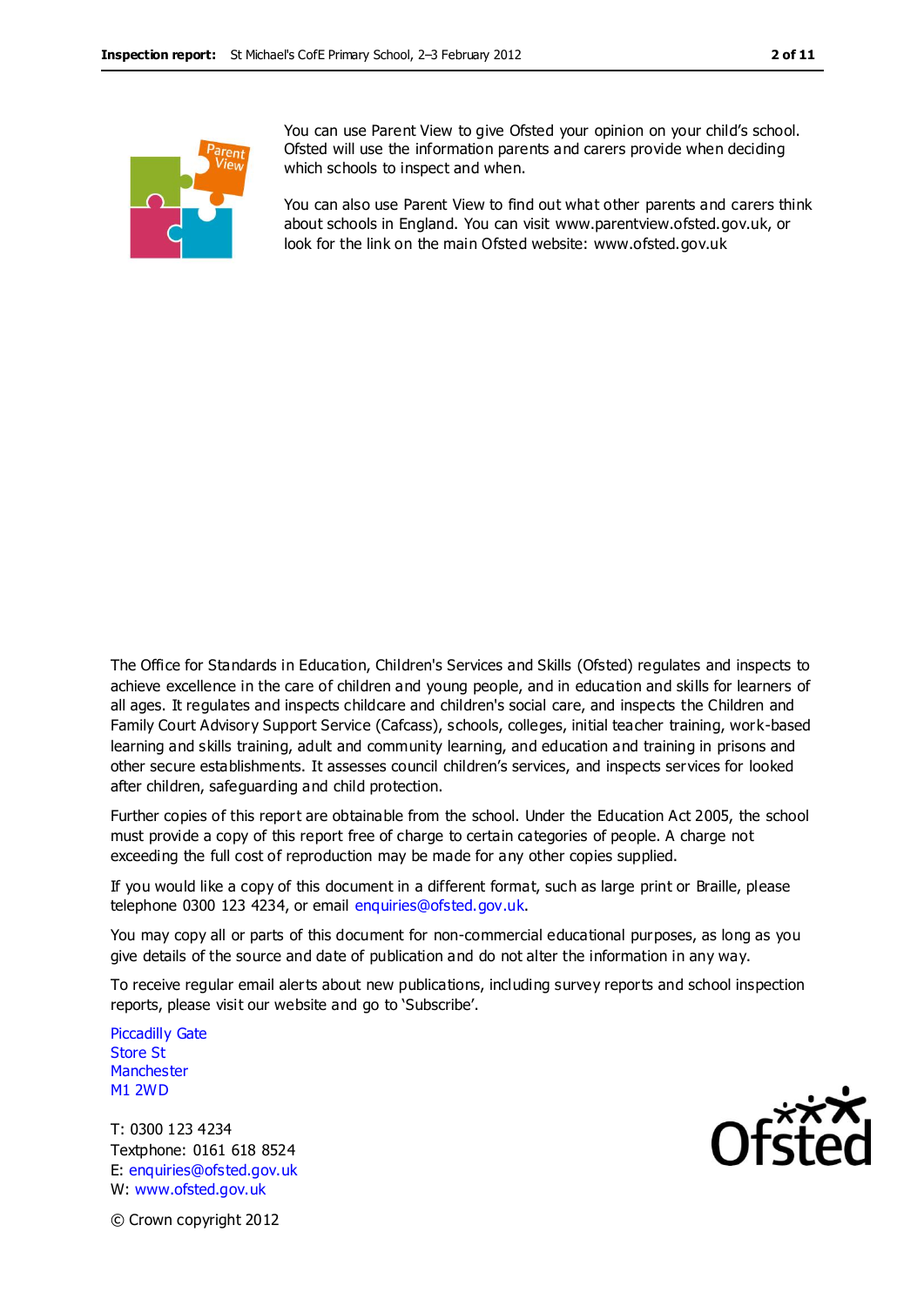You can use Parent View to give Ofsted your opinion on your child's school. Ofsted will use the information parents and carers provide when deciding which schools to inspect and when.

You can also use Parent View to find out what other parents and carers think about schools in England. You can visit www.parentview.ofsted.gov.uk, or look for the link on the main Ofsted website: www.ofsted.gov.uk

The Office for Standards in Education, Children's Services and Skills (Ofsted) regulates and inspects to achieve excellence in the care of children and young people, and in education and skills for learners of all ages. It regulates and inspects childcare and children's social care, and inspects the Children and Family Court Advisory Support Service (Cafcass), schools, colleges, initial teacher training, work-based learning and skills training, adult and community learning, and education and training in prisons and other secure establishments. It assesses council children's services, and inspects services for looked after children, safeguarding and child protection.

Further copies of this report are obtainable from the school. Under the Education Act 2005, the school must provide a copy of this report free of charge to certain categories of people. A charge not exceeding the full cost of reproduction may be made for any other copies supplied.

If you would like a copy of this document in a different format, such as large print or Braille, please telephone 0300 123 4234, or email enquiries@ofsted.gov.uk.

You may copy all or parts of this document for non-commercial educational purposes, as long as you give details of the source and date of publication and do not alter the information in any way.

To receive regular email alerts about new publications, including survey reports and school inspection reports, please visit our website and go to 'Subscribe'.

Piccadilly Gate
Store St
Manchester
M1 2WD

T: 0300 123 4234
Textphone: 0161 618 8524
E: enquiries@ofsted.gov.uk
W: www.ofsted.gov.uk

© Crown copyright 2012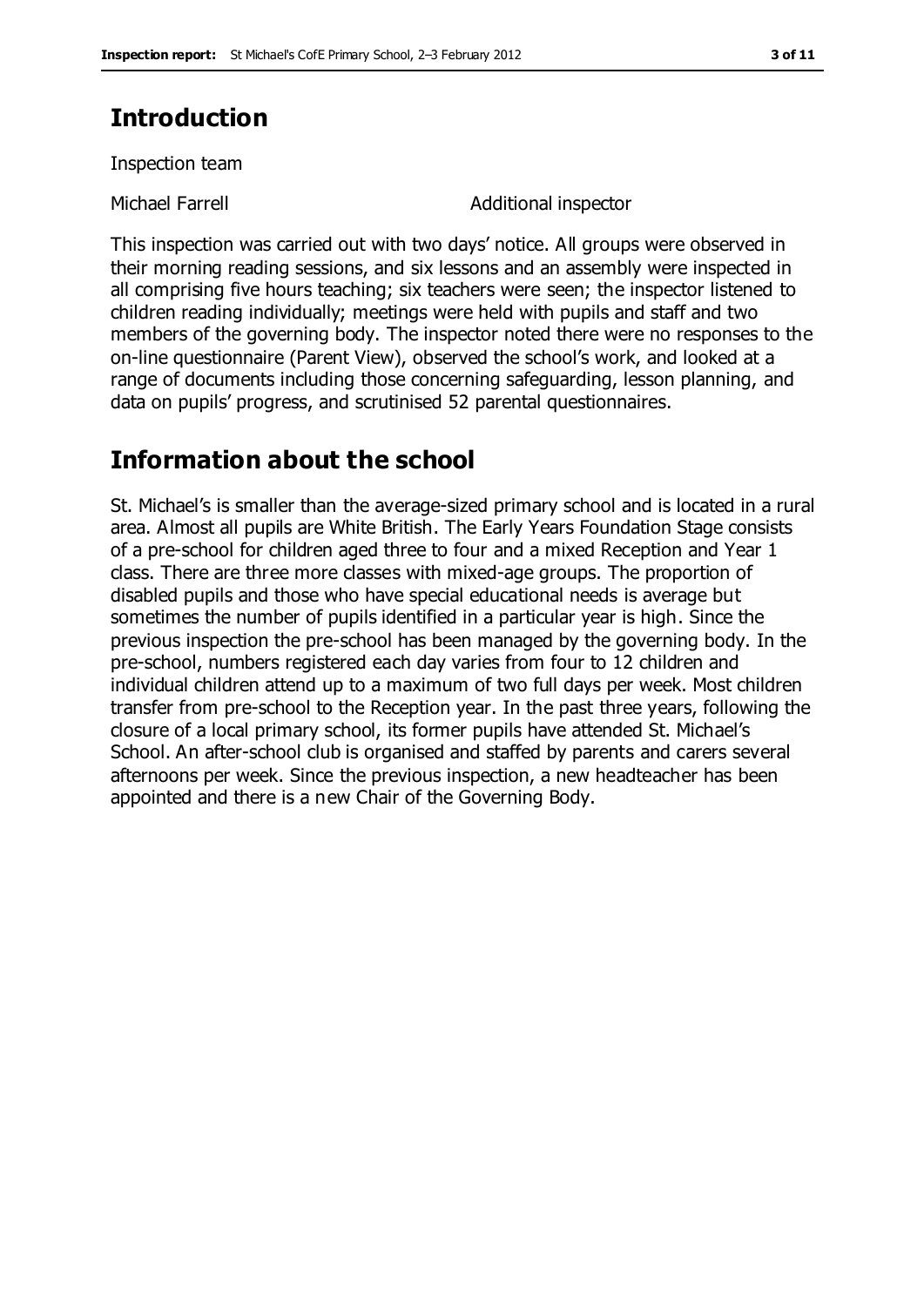## Introduction

Inspection team

| | |
|---|---|
| Michael Farrell | Additional inspector |

This inspection was carried out with two days' notice. All groups were observed in their morning reading sessions, and six lessons and an assembly were inspected in all comprising five hours teaching; six teachers were seen; the inspector listened to children reading individually; meetings were held with pupils and staff and two members of the governing body. The inspector noted there were no responses to the on-line questionnaire (Parent View), observed the school's work, and looked at a range of documents including those concerning safeguarding, lesson planning, and data on pupils' progress, and scrutinised 52 parental questionnaires.

## Information about the school

St. Michael's is smaller than the average-sized primary school and is located in a rural area. Almost all pupils are White British. The Early Years Foundation Stage consists of a pre-school for children aged three to four and a mixed Reception and Year 1 class. There are three more classes with mixed-age groups. The proportion of disabled pupils and those who have special educational needs is average but sometimes the number of pupils identified in a particular year is high. Since the previous inspection the pre-school has been managed by the governing body. In the pre-school, numbers registered each day varies from four to 12 children and individual children attend up to a maximum of two full days per week. Most children transfer from pre-school to the Reception year. In the past three years, following the closure of a local primary school, its former pupils have attended St. Michael's School. An after-school club is organised and staffed by parents and carers several afternoons per week. Since the previous inspection, a new headteacher has been appointed and there is a new Chair of the Governing Body.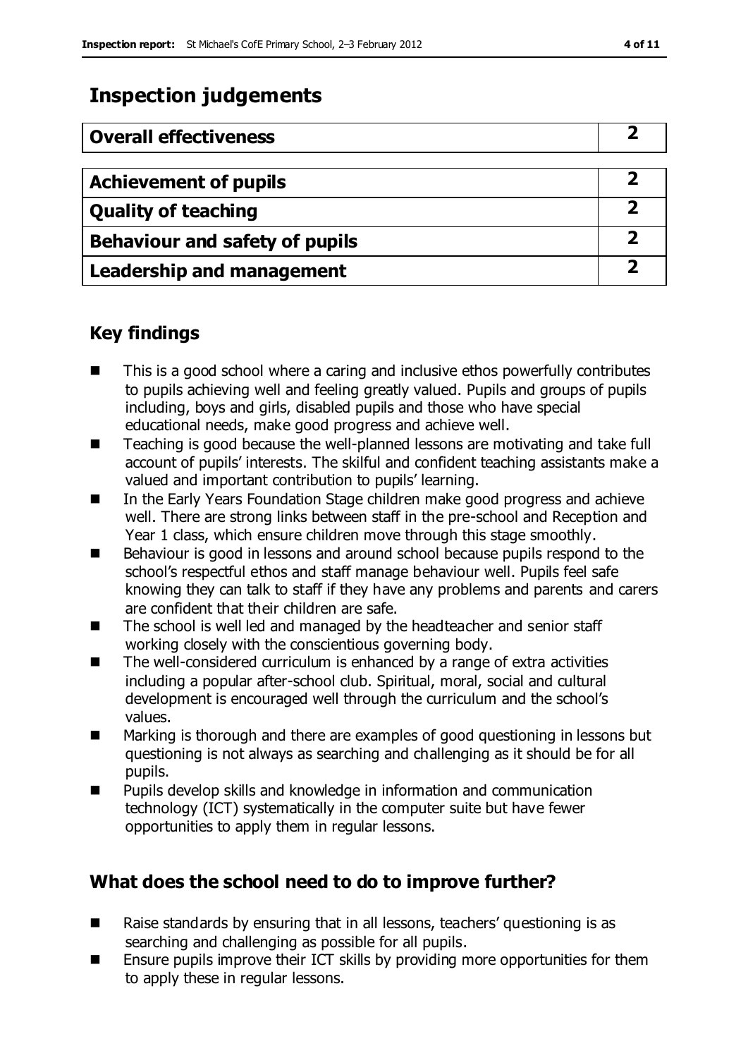# Inspection judgements

| Overall effectiveness | 2 |
| --- | --- |
| **Achievement of pupils** | **2** |
| **Quality of teaching** | **2** |
| **Behaviour and safety of pupils** | **2** |
| **Leadership and management** | **2** |

## Key findings

- This is a good school where a caring and inclusive ethos powerfully contributes to pupils achieving well and feeling greatly valued. Pupils and groups of pupils including, boys and girls, disabled pupils and those who have special educational needs, make good progress and achieve well.
- Teaching is good because the well-planned lessons are motivating and take full account of pupils' interests. The skilful and confident teaching assistants make a valued and important contribution to pupils' learning.
- In the Early Years Foundation Stage children make good progress and achieve well. There are strong links between staff in the pre-school and Reception and Year 1 class, which ensure children move through this stage smoothly.
- Behaviour is good in lessons and around school because pupils respond to the school's respectful ethos and staff manage behaviour well. Pupils feel safe knowing they can talk to staff if they have any problems and parents and carers are confident that their children are safe.
- The school is well led and managed by the headteacher and senior staff working closely with the conscientious governing body.
- The well-considered curriculum is enhanced by a range of extra activities including a popular after-school club. Spiritual, moral, social and cultural development is encouraged well through the curriculum and the school's values.
- Marking is thorough and there are examples of good questioning in lessons but questioning is not always as searching and challenging as it should be for all pupils.
- Pupils develop skills and knowledge in information and communication technology (ICT) systematically in the computer suite but have fewer opportunities to apply them in regular lessons.

## What does the school need to do to improve further?

- Raise standards by ensuring that in all lessons, teachers' questioning is as searching and challenging as possible for all pupils.
- Ensure pupils improve their ICT skills by providing more opportunities for them to apply these in regular lessons.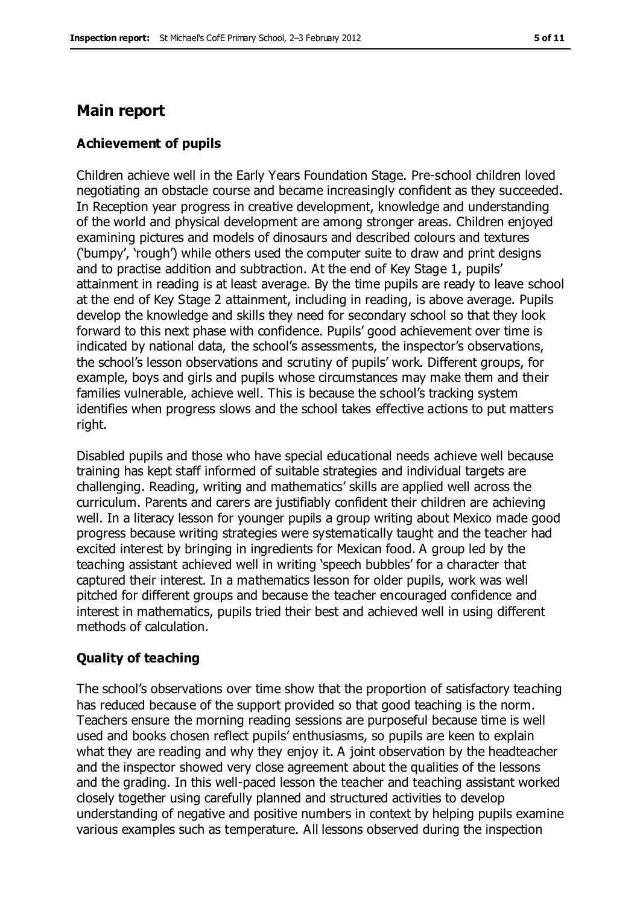## Main report

### Achievement of pupils

Children achieve well in the Early Years Foundation Stage. Pre-school children loved negotiating an obstacle course and became increasingly confident as they succeeded. In Reception year progress in creative development, knowledge and understanding of the world and physical development are among stronger areas. Children enjoyed examining pictures and models of dinosaurs and described colours and textures ('bumpy', 'rough') while others used the computer suite to draw and print designs and to practise addition and subtraction. At the end of Key Stage 1, pupils' attainment in reading is at least average. By the time pupils are ready to leave school at the end of Key Stage 2 attainment, including in reading, is above average. Pupils develop the knowledge and skills they need for secondary school so that they look forward to this next phase with confidence. Pupils' good achievement over time is indicated by national data, the school's assessments, the inspector's observations, the school's lesson observations and scrutiny of pupils' work. Different groups, for example, boys and girls and pupils whose circumstances may make them and their families vulnerable, achieve well. This is because the school's tracking system identifies when progress slows and the school takes effective actions to put matters right.

Disabled pupils and those who have special educational needs achieve well because training has kept staff informed of suitable strategies and individual targets are challenging. Reading, writing and mathematics' skills are applied well across the curriculum. Parents and carers are justifiably confident their children are achieving well. In a literacy lesson for younger pupils a group writing about Mexico made good progress because writing strategies were systematically taught and the teacher had excited interest by bringing in ingredients for Mexican food. A group led by the teaching assistant achieved well in writing 'speech bubbles' for a character that captured their interest. In a mathematics lesson for older pupils, work was well pitched for different groups and because the teacher encouraged confidence and interest in mathematics, pupils tried their best and achieved well in using different methods of calculation.

### Quality of teaching

The school's observations over time show that the proportion of satisfactory teaching has reduced because of the support provided so that good teaching is the norm. Teachers ensure the morning reading sessions are purposeful because time is well used and books chosen reflect pupils' enthusiasms, so pupils are keen to explain what they are reading and why they enjoy it. A joint observation by the headteacher and the inspector showed very close agreement about the qualities of the lessons and the grading. In this well-paced lesson the teacher and teaching assistant worked closely together using carefully planned and structured activities to develop understanding of negative and positive numbers in context by helping pupils examine various examples such as temperature. All lessons observed during the inspection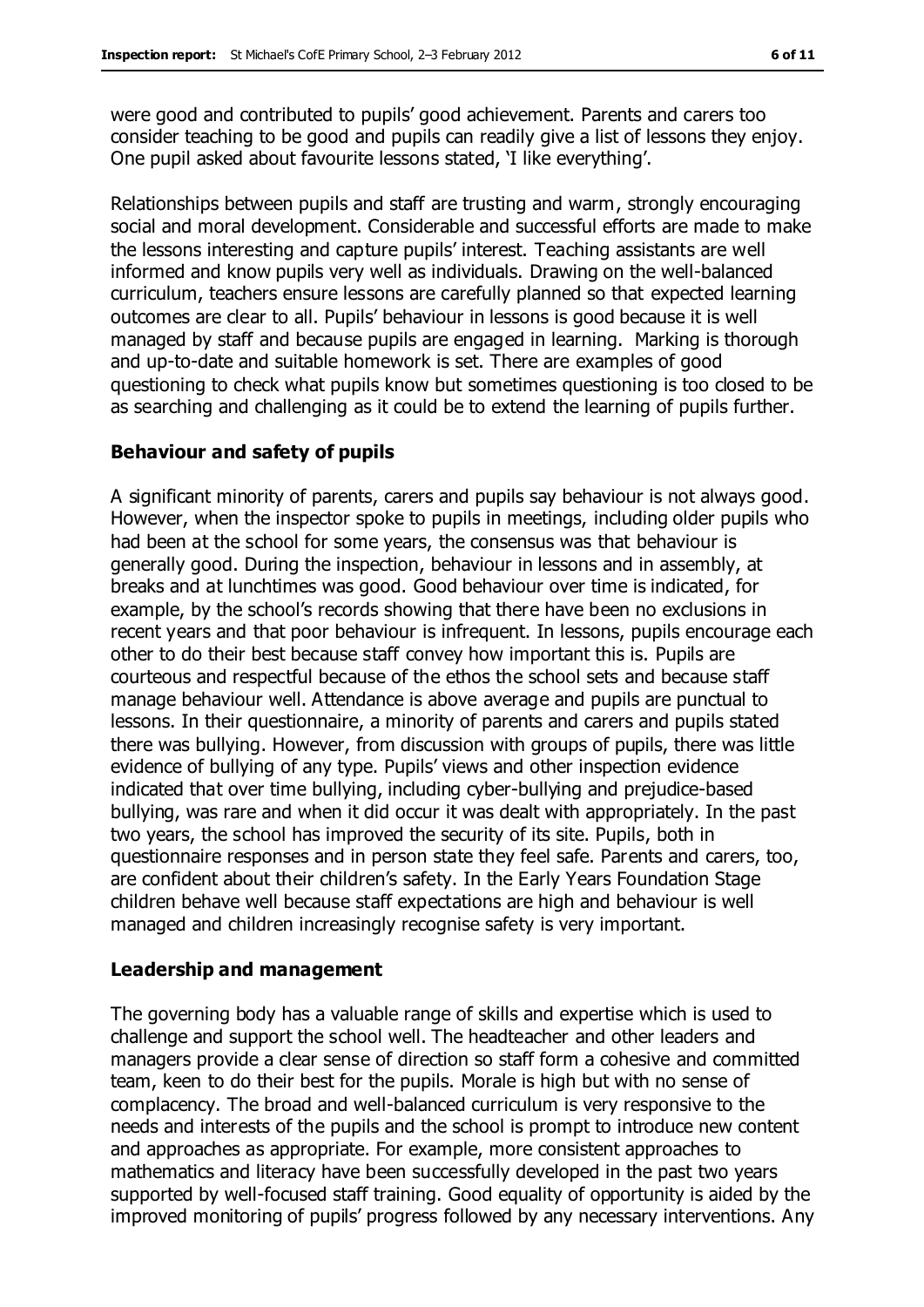were good and contributed to pupils' good achievement. Parents and carers too consider teaching to be good and pupils can readily give a list of lessons they enjoy. One pupil asked about favourite lessons stated, 'I like everything'.

Relationships between pupils and staff are trusting and warm, strongly encouraging social and moral development. Considerable and successful efforts are made to make the lessons interesting and capture pupils' interest. Teaching assistants are well informed and know pupils very well as individuals. Drawing on the well-balanced curriculum, teachers ensure lessons are carefully planned so that expected learning outcomes are clear to all. Pupils' behaviour in lessons is good because it is well managed by staff and because pupils are engaged in learning. Marking is thorough and up-to-date and suitable homework is set. There are examples of good questioning to check what pupils know but sometimes questioning is too closed to be as searching and challenging as it could be to extend the learning of pupils further.

### Behaviour and safety of pupils

A significant minority of parents, carers and pupils say behaviour is not always good. However, when the inspector spoke to pupils in meetings, including older pupils who had been at the school for some years, the consensus was that behaviour is generally good. During the inspection, behaviour in lessons and in assembly, at breaks and at lunchtimes was good. Good behaviour over time is indicated, for example, by the school's records showing that there have been no exclusions in recent years and that poor behaviour is infrequent. In lessons, pupils encourage each other to do their best because staff convey how important this is. Pupils are courteous and respectful because of the ethos the school sets and because staff manage behaviour well. Attendance is above average and pupils are punctual to lessons. In their questionnaire, a minority of parents and carers and pupils stated there was bullying. However, from discussion with groups of pupils, there was little evidence of bullying of any type. Pupils' views and other inspection evidence indicated that over time bullying, including cyber-bullying and prejudice-based bullying, was rare and when it did occur it was dealt with appropriately. In the past two years, the school has improved the security of its site. Pupils, both in questionnaire responses and in person state they feel safe. Parents and carers, too, are confident about their children's safety. In the Early Years Foundation Stage children behave well because staff expectations are high and behaviour is well managed and children increasingly recognise safety is very important.

### Leadership and management

The governing body has a valuable range of skills and expertise which is used to challenge and support the school well. The headteacher and other leaders and managers provide a clear sense of direction so staff form a cohesive and committed team, keen to do their best for the pupils. Morale is high but with no sense of complacency. The broad and well-balanced curriculum is very responsive to the needs and interests of the pupils and the school is prompt to introduce new content and approaches as appropriate. For example, more consistent approaches to mathematics and literacy have been successfully developed in the past two years supported by well-focused staff training. Good equality of opportunity is aided by the improved monitoring of pupils' progress followed by any necessary interventions. Any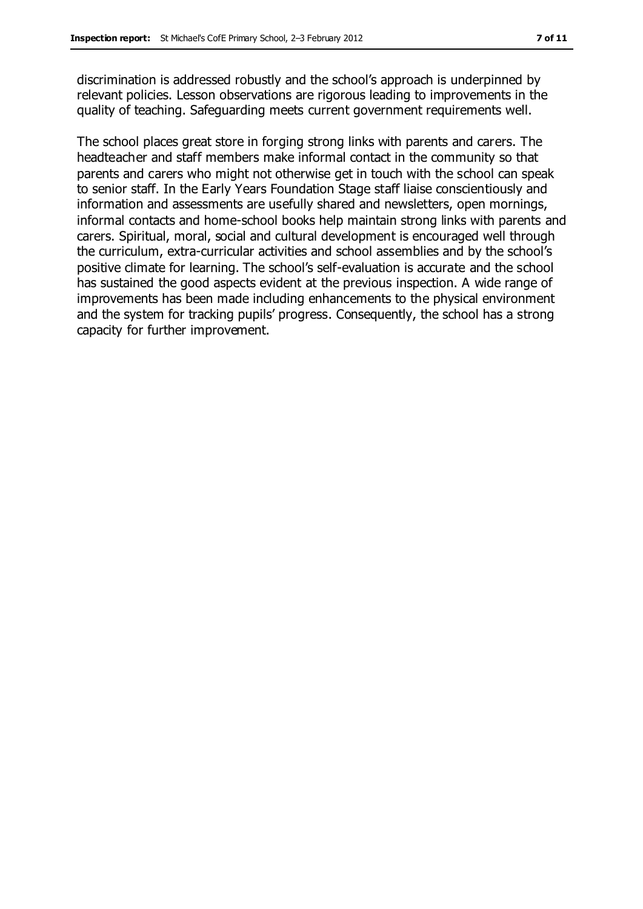discrimination is addressed robustly and the school's approach is underpinned by relevant policies. Lesson observations are rigorous leading to improvements in the quality of teaching. Safeguarding meets current government requirements well.

The school places great store in forging strong links with parents and carers. The headteacher and staff members make informal contact in the community so that parents and carers who might not otherwise get in touch with the school can speak to senior staff. In the Early Years Foundation Stage staff liaise conscientiously and information and assessments are usefully shared and newsletters, open mornings, informal contacts and home-school books help maintain strong links with parents and carers. Spiritual, moral, social and cultural development is encouraged well through the curriculum, extra-curricular activities and school assemblies and by the school's positive climate for learning. The school's self-evaluation is accurate and the school has sustained the good aspects evident at the previous inspection. A wide range of improvements has been made including enhancements to the physical environment and the system for tracking pupils' progress. Consequently, the school has a strong capacity for further improvement.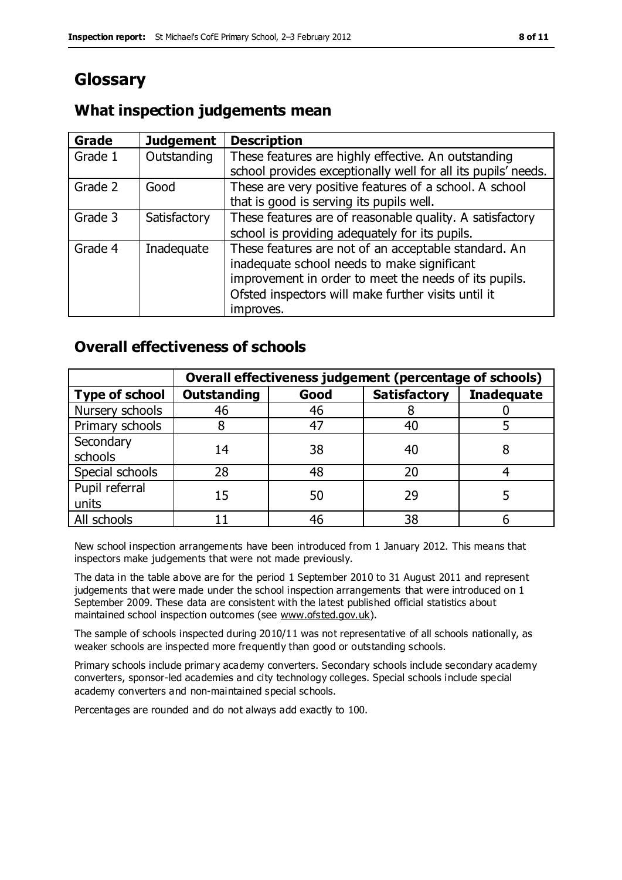# Glossary

## What inspection judgements mean

| Grade | Judgement | Description |
| --- | --- | --- |
| Grade 1 | Outstanding | These features are highly effective. An outstanding school provides exceptionally well for all its pupils' needs. |
| Grade 2 | Good | These are very positive features of a school. A school that is good is serving its pupils well. |
| Grade 3 | Satisfactory | These features are of reasonable quality. A satisfactory school is providing adequately for its pupils. |
| Grade 4 | Inadequate | These features are not of an acceptable standard. An inadequate school needs to make significant improvement in order to meet the needs of its pupils. Ofsted inspectors will make further visits until it improves. |

## Overall effectiveness of schools

| | Overall effectiveness judgement (percentage of schools) | | | |
| --- | --- | --- | --- | --- |
| **Type of school** | **Outstanding** | **Good** | **Satisfactory** | **Inadequate** |
| Nursery schools | 46 | 46 | 8 | 0 |
| Primary schools | 8 | 47 | 40 | 5 |
| Secondary schools | 14 | 38 | 40 | 8 |
| Special schools | 28 | 48 | 20 | 4 |
| Pupil referral units | 15 | 50 | 29 | 5 |
| All schools | 11 | 46 | 38 | 6 |

New school inspection arrangements have been introduced from 1 January 2012. This means that inspectors make judgements that were not made previously.

The data in the table above are for the period 1 September 2010 to 31 August 2011 and represent judgements that were made under the school inspection arrangements that were introduced on 1 September 2009. These data are consistent with the latest published official statistics about maintained school inspection outcomes (see www.ofsted.gov.uk).

The sample of schools inspected during 2010/11 was not representative of all schools nationally, as weaker schools are inspected more frequently than good or outstanding schools.

Primary schools include primary academy converters. Secondary schools include secondary academy converters, sponsor-led academies and city technology colleges. Special schools include special academy converters and non-maintained special schools.

Percentages are rounded and do not always add exactly to 100.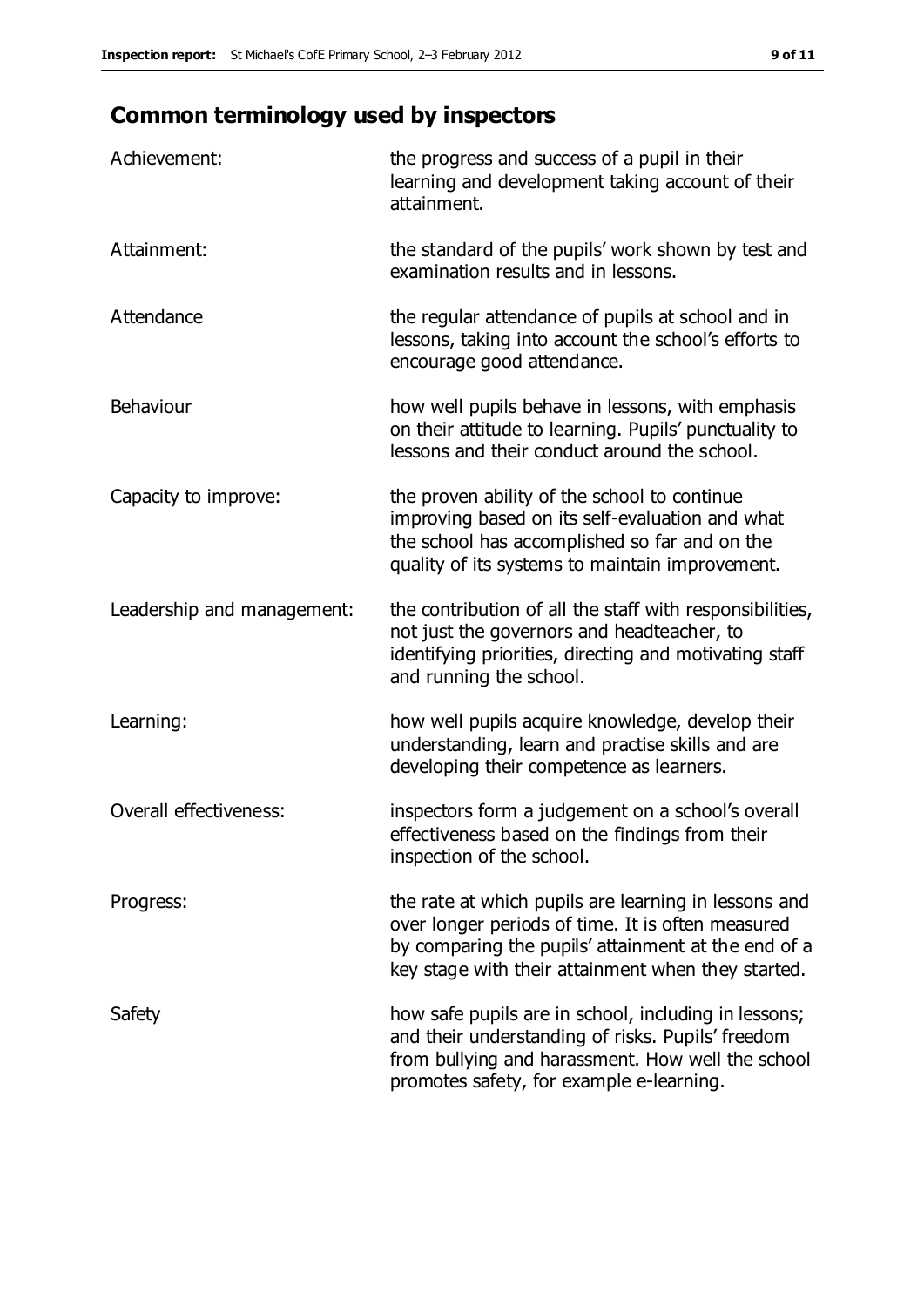## Common terminology used by inspectors

| | |
|---|---|
| Achievement: | the progress and success of a pupil in their learning and development taking account of their attainment. |
| Attainment: | the standard of the pupils' work shown by test and examination results and in lessons. |
| Attendance | the regular attendance of pupils at school and in lessons, taking into account the school's efforts to encourage good attendance. |
| Behaviour | how well pupils behave in lessons, with emphasis on their attitude to learning. Pupils' punctuality to lessons and their conduct around the school. |
| Capacity to improve: | the proven ability of the school to continue improving based on its self-evaluation and what the school has accomplished so far and on the quality of its systems to maintain improvement. |
| Leadership and management: | the contribution of all the staff with responsibilities, not just the governors and headteacher, to identifying priorities, directing and motivating staff and running the school. |
| Learning: | how well pupils acquire knowledge, develop their understanding, learn and practise skills and are developing their competence as learners. |
| Overall effectiveness: | inspectors form a judgement on a school's overall effectiveness based on the findings from their inspection of the school. |
| Progress: | the rate at which pupils are learning in lessons and over longer periods of time. It is often measured by comparing the pupils' attainment at the end of a key stage with their attainment when they started. |
| Safety | how safe pupils are in school, including in lessons; and their understanding of risks. Pupils' freedom from bullying and harassment. How well the school promotes safety, for example e-learning. |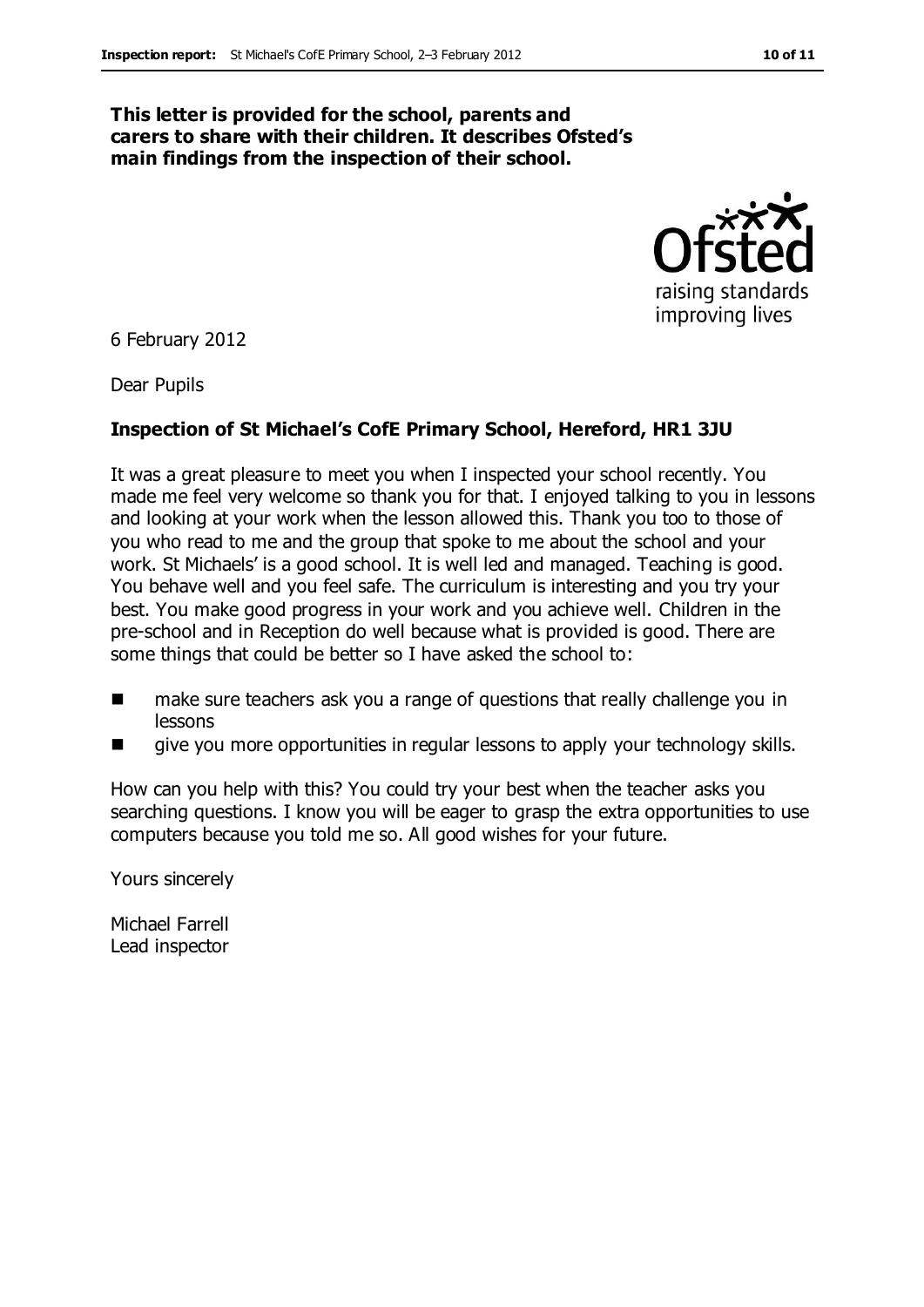**This letter is provided for the school, parents and carers to share with their children. It describes Ofsted's main findings from the inspection of their school.**

Ofsted
raising standards
improving lives

6 February 2012

Dear Pupils

**Inspection of St Michael's CofE Primary School, Hereford, HR1 3JU**

It was a great pleasure to meet you when I inspected your school recently. You made me feel very welcome so thank you for that. I enjoyed talking to you in lessons and looking at your work when the lesson allowed this. Thank you too to those of you who read to me and the group that spoke to me about the school and your work. St Michaels' is a good school. It is well led and managed. Teaching is good. You behave well and you feel safe. The curriculum is interesting and you try your best. You make good progress in your work and you achieve well. Children in the pre-school and in Reception do well because what is provided is good. There are some things that could be better so I have asked the school to:

- make sure teachers ask you a range of questions that really challenge you in lessons
- give you more opportunities in regular lessons to apply your technology skills.

How can you help with this? You could try your best when the teacher asks you searching questions. I know you will be eager to grasp the extra opportunities to use computers because you told me so. All good wishes for your future.

Yours sincerely

Michael Farrell
Lead inspector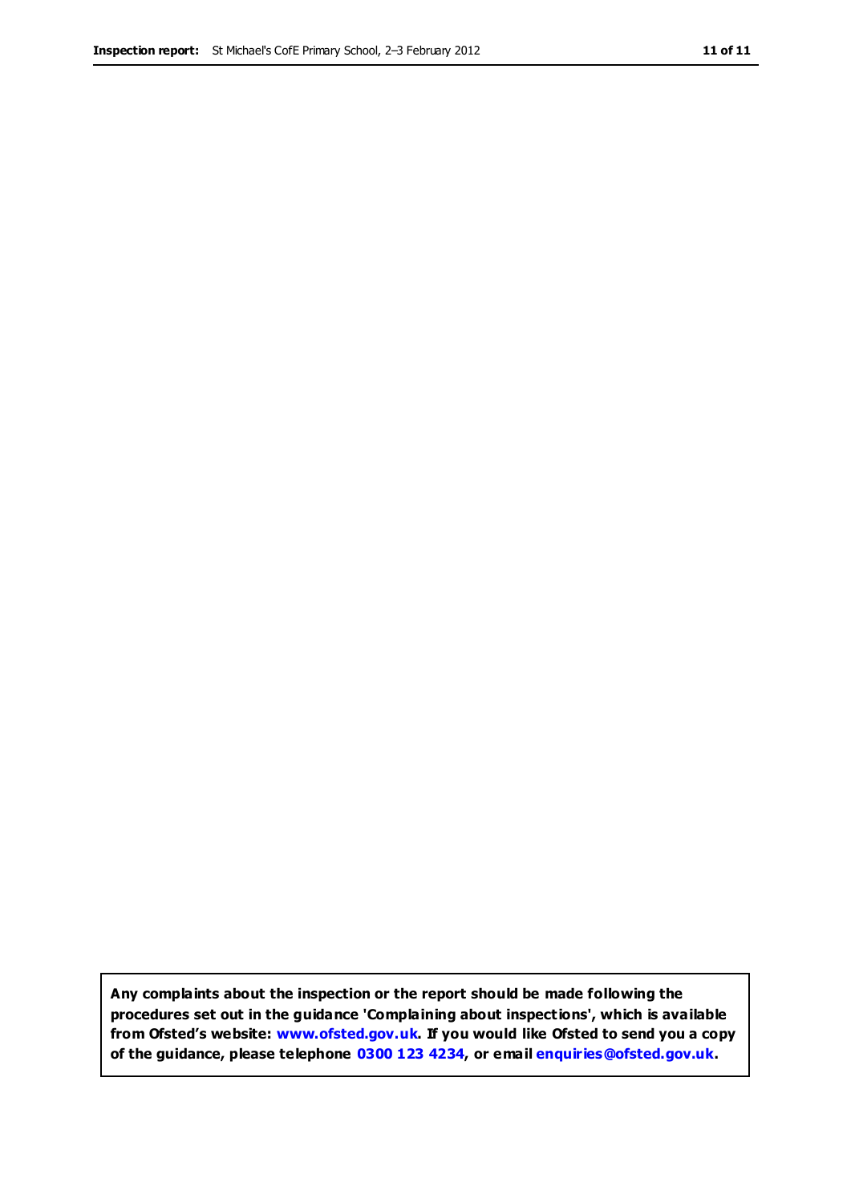**Any complaints about the inspection or the report should be made following the procedures set out in the guidance 'Complaining about inspections', which is available from Ofsted's website: www.ofsted.gov.uk. If you would like Ofsted to send you a copy of the guidance, please telephone 0300 123 4234, or email enquiries@ofsted.gov.uk.**